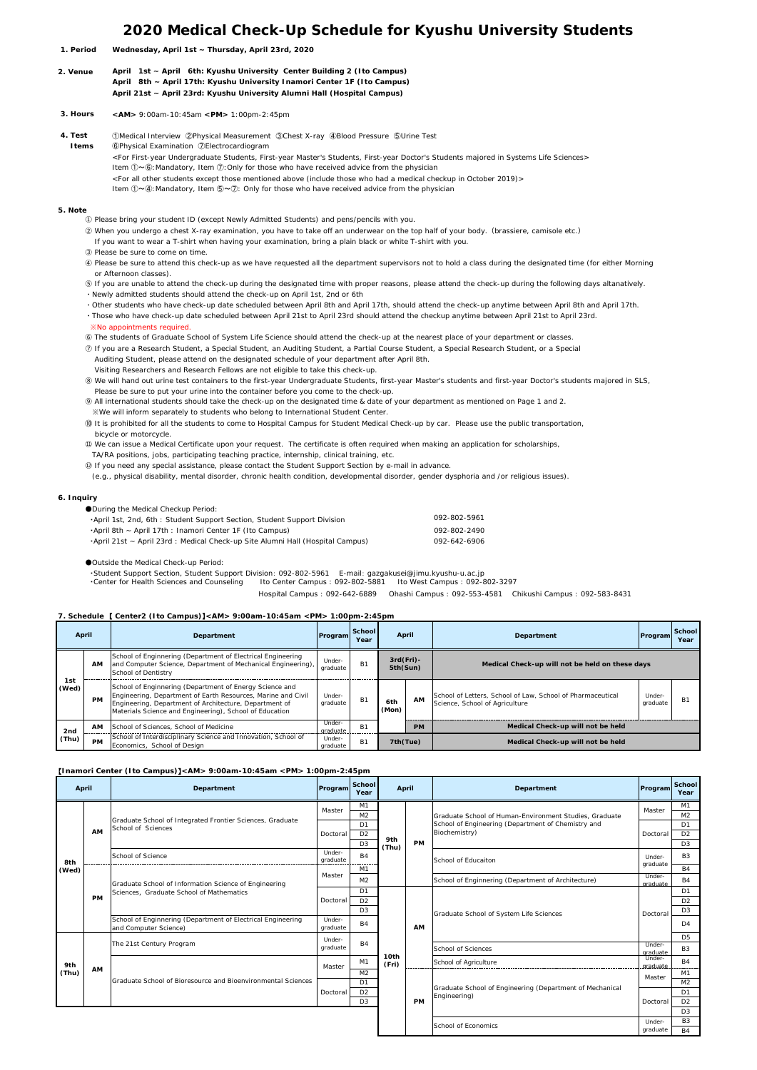# 2020 Medical Check-Up Schedule for Kyushu University Students

**1. Period** Wednesday, April 1st ~ Thursday, April 23rd, 2020

**2. Venue**
- April 1st ~ April 6th: Kyushu University Center Building 2 (Ito Campus)
- April 8th ~ April 17th: Kyushu University Inamori Center 1F (Ito Campus)
- April 21st ~ April 23rd: Kyushu University Alumni Hall (Hospital Campus)

**3. Hours** <AM> 9:00am-10:45am <PM> 1:00pm-2:45pm

**4. Test Items**
①Medical Interview ②Physical Measurement ③Chest X-ray ④Blood Pressure ⑤Urine Test
⑥Physical Examination ⑦Electrocardiogram
<For First-year Undergraduate Students, First-year Master's Students, First-year Doctor's Students majored in Systems Life Sciences>
Item ①~⑥: Mandatory, Item ⑦: Only for those who have received advice from the physician
<For all other students except those mentioned above (include those who had a medical checkup in October 2019)>
Item ①~④: Mandatory, Item ⑤~⑦: Only for those who have received advice from the physician

**5. Note**

① Please bring your student ID (except Newly Admitted Students) and pens/pencils with you.
② When you undergo a chest X-ray examination, you have to take off an underwear on the top half of your body. (brassiere, camisole etc.)
If you want to wear a T-shirt when having your examination, bring a plain black or white T-shirt with you.
③ Please be sure to come on time.
④ Please be sure to attend this check-up as we have requested all the department supervisors not to hold a class during the designated time (for either Morning or Afternoon classes).
⑤ If you are unable to attend the check-up during the designated time with proper reasons, please attend the check-up during the following days altanatively.
- Newly admitted students should attend the check-up on April 1st, 2nd or 6th
- Other students who have check-up date scheduled between April 8th and April 17th, should attend the check-up anytime between April 8th and April 17th.
- Those who have check-up date scheduled between April 21st to April 23rd should attend the checkup anytime between April 21st to April 23rd.

※No appointments required.

⑥ The students of Graduate School of System Life Science should attend the check-up at the nearest place of your department or classes.
⑦ If you are a Research Student, a Special Student, an Auditing Student, a Partial Course Student, a Special Research Student, or a Special Auditing Student, please attend on the designated schedule of your department after April 8th.
Visiting Researchers and Research Fellows are not eligible to take this check-up.
⑧ We will hand out urine test containers to the first-year Undergraduate Students, first-year Master's students and first-year Doctor's students majored in SLS, Please be sure to put your urine into the container before you come to the check-up.
⑨ All international students should take the check-up on the designated time & date of your department as mentioned on Page 1 and 2.
※We will inform separately to students who belong to International Student Center.
⑩ It is prohibited for all the students to come to Hospital Campus for Student Medical Check-up by car. Please use the public transportation, bicycle or motorcycle.
⑪ We can issue a Medical Certificate upon your request. The certificate is often required when making an application for scholarships, TA/RA positions, jobs, participating teaching practice, internship, clinical training, etc.
⑫ If you need any special assistance, please contact the Student Support Section by e-mail in advance.
(e.g., physical disability, mental disorder, chronic health condition, developmental disorder, gender dysphoria and /or religious issues).

**6. Inquiry**

●During the Medical Checkup Period:
- April 1st, 2nd, 6th : Student Support Section, Student Support Division 092-802-5961
- April 8th ~ April 17th : Inamori Center 1F (Ito Campus) 092-802-2490
- April 21st ~ April 23rd : Medical Check-up Site Alumni Hall (Hospital Campus) 092-642-6906

●Outside the Medical Check-up Period:
- Student Support Section, Student Support Division: 092-802-5961 E-mail: gazgakusei@jimu.kyushu-u.ac.jp
- Center for Health Sciences and Counseling Ito Center Campus : 092-802-5881 Ito West Campus : 092-802-3297
Hospital Campus : 092-642-6889 Ohashi Campus : 092-553-4581 Chikushi Campus : 092-583-8431

**7. Schedule [ Center2 (Ito Campus)]<AM> 9:00am-10:45am <PM> 1:00pm-2:45pm**

| April | | Department | Program | School Year |
|---|---|---|---|---|
| 1st (Wed) | AM | School of Enginnering (Department of Electrical Engineering and Computer Science, Department of Mechanical Engineering), School of Dentistry | Under-graduate | B1 |
| | PM | School of Enginnering (Department of Energy Science and Engineering, Department of Earth Resources, Marine and Civil Engineering, Department of Architecture, Department of Materials Science and Engineering), School of Education | Under-graduate | B1 |
| 2nd (Thu) | AM | School of Sciences, School of Medicine | Under-graduate | B1 |
| | PM | School of Interdisciplinary Science and Innovation, School of Economics, School of Design | Under-graduate | B1 |
| 3rd(Fri)-5th(Sun) | | Medical Check-up will not be held on these days | | |
| 6th (Mon) | AM | School of Letters, School of Law, School of Pharmaceutical Science, School of Agriculture | Under-graduate | B1 |
| | PM | Medical Check-up will not be held | | |
| 7th(Tue) | | Medical Check-up will not be held | | |

**[Inamori Center (Ito Campus)]<AM> 9:00am-10:45am <PM> 1:00pm-2:45pm**

| April | | Department | Program | School Year |
|---|---|---|---|---|
| 8th (Wed) | AM | Graduate School of Integrated Frontier Sciences, Graduate School of Sciences | Master | M1 |
| | | | | M2 |
| | | | Doctoral | D1 |
| | | | | D2 |
| | | | | D3 |
| | | School of Science | Under-graduate | B4 |
| | PM | Graduate School of Information Science of Engineering Sciences, Graduate School of Mathematics | Master | M1 |
| | | | | M2 |
| | | | Doctoral | D1 |
| | | | | D2 |
| | | | | D3 |
| | | School of Enginnering (Department of Electrical Engineering and Computer Science) | Under-graduate | B4 |
| 9th (Thu) | AM | The 21st Century Program | Under-graduate | B4 |
| | | Graduate School of Bioresource and Bioenvironmental Sciences | Master | M1 |
| | | | | M2 |
| | | | Doctoral | D1 |
| | | | | D2 |
| | | | | D3 |
| | PM | Graduate School of Human-Environment Studies, Graduate School of Engineering (Department of Chemistry and Biochemistry) | Master | M1 |
| | | | | M2 |
| | | | Doctoral | D1 |
| | | | | D2 |
| | | | | D3 |
| | | School of Educaiton | Under-graduate | B3 |
| | | | | B4 |
| | | School of Enginnering (Department of Architecture) | Under-graduate | B4 |
| 10th (Fri) | AM | Graduate School of System Life Sciences | Doctoral | D1 |
| | | | | D2 |
| | | | | D3 |
| | | | | D4 |
| | | | | D5 |
| | | School of Sciences | Under-graduate | B3 |
| | | School of Agriculture | Under-graduate | B4 |
| | PM | Graduate School of Engineering (Department of Mechanical Engineering) | Master | M1 |
| | | | | M2 |
| | | | Doctoral | D1 |
| | | | | D2 |
| | | | | D3 |
| | | School of Economics | Under-graduate | B3 |
| | | | | B4 |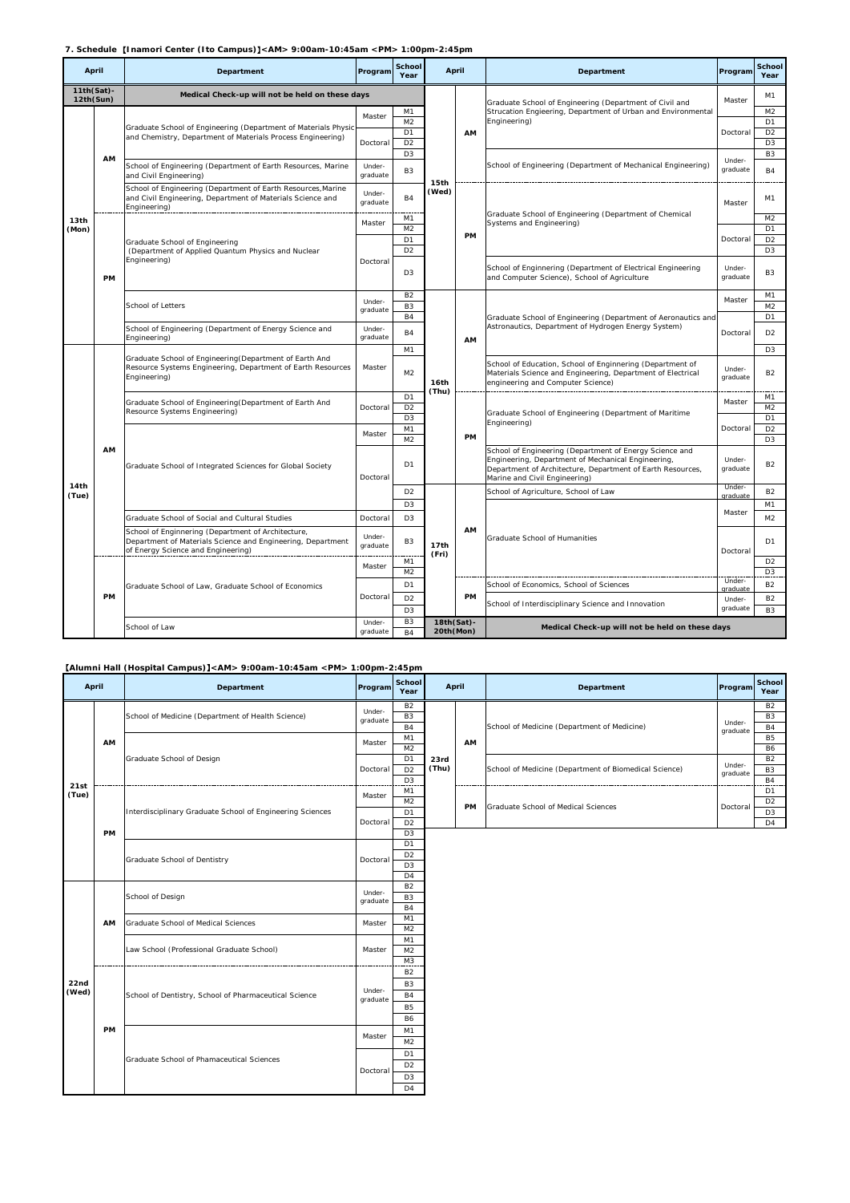### 7. Schedule 【Inamori Center (Ito Campus)】<AM> 9:00am-10:45am <PM> 1:00pm-2:45pm

| April | | Department | Program | School Year |
|---|---|---|---|---|
| 11th(Sat)-12th(Sun) | | Medical Check-up will not be held on these days | | |
| 13th (Mon) | AM | Graduate School of Engineering (Department of Materials Physic and Chemistry, Department of Materials Process Engineering) | Master | M1 |
| | | | | M2 |
| | | | Doctoral | D1 |
| | | | | D2 |
| | | | | D3 |
| | | School of Engineering (Department of Earth Resources, Marine and Civil Engineering) | Under-graduate | B3 |
| | | School of Engineering (Department of Earth Resources,Marine and Civil Engineering, Department of Materials Science and Engineering) | Under-graduate | B4 |
| | PM | Graduate School of Engineering (Department of Applied Quantum Physics and Nuclear Engineering) | Master | M1 |
| | | | | M2 |
| | | | Doctoral | D1 |
| | | | | D2 |
| | | | | D3 |
| | | School of Letters | Under-graduate | B2 |
| | | | | B3 |
| | | | | B4 |
| | | School of Engineering (Department of Energy Science and Engineering) | Under-graduate | B4 |
| 14th (Tue) | AM | Graduate School of Engineering(Department of Earth And Resource Systems Engineering, Department of Earth Resources Engineering) | Master | M1 |
| | | | | M2 |
| | | Graduate School of Engineering(Department of Earth And Resource Systems Engineering) | Doctoral | D1 |
| | | | | D2 |
| | | | | D3 |
| | | Graduate School of Integrated Sciences for Global Society | Master | M1 |
| | | | | M2 |
| | | | Doctoral | D1 |
| | | | | D2 |
| | | | | D3 |
| | | Graduate School of Social and Cultural Studies | Doctoral | D3 |
| | | School of Enginnering (Department of Architecture, Department of Materials Science and Engineering, Department of Energy Science and Engineering) | Under-graduate | B3 |
| | PM | Graduate School of Law, Graduate School of Economics | Master | M1 |
| | | | | M2 |
| | | | Doctoral | D1 |
| | | | | D2 |
| | | | | D3 |
| | | School of Law | Under-graduate | B3 |
| | | | | B4 |
| 15th (Wed) | AM | Graduate School of Engineering (Department of Civil and Strucation Engieering, Department of Urban and Environmental Engineering) | Master | M1 |
| | | | | M2 |
| | | | Doctoral | D1 |
| | | | | D2 |
| | | | | D3 |
| | | School of Engineering (Department of Mechanical Engineering) | Under-graduate | B3 |
| | | | | B4 |
| | PM | Graduate School of Engineering (Department of Chemical Systems and Engineering) | Master | M1 |
| | | | | M2 |
| | | | Doctoral | D1 |
| | | | | D2 |
| | | | | D3 |
| | | School of Enginnering (Department of Electrical Engineering and Computer Science), School of Agriculture | Under-graduate | B3 |
| 16th (Thu) | AM | Graduate School of Engineering (Department of Aeronautics and Astronautics, Department of Hydrogen Energy System) | Master | M1 |
| | | | | M2 |
| | | | Doctoral | D1 |
| | | | | D2 |
| | | | | D3 |
| | | School of Education, School of Enginnering (Department of Materials Science and Engineering, Department of Electrical engineering and Computer Science) | Under-graduate | B2 |
| | PM | Graduate School of Engineering (Department of Maritime Engineering) | Master | M1 |
| | | | | M2 |
| | | | Doctoral | D1 |
| | | | | D2 |
| | | | | D3 |
| | | School of Engineering (Department of Energy Science and Engineering, Department of Mechanical Engineering, Department of Architecture, Department of Earth Resources, Marine and Civil Engineering) | Under-graduate | B2 |
| 17th (Fri) | AM | School of Agriculture, School of Law | Under-graduate | B2 |
| | | Graduate School of Humanities | Master | M1 |
| | | | | M2 |
| | | | Doctoral | D1 |
| | | | | D2 |
| | | | | D3 |
| | PM | School of Economics, School of Sciences | Under-graduate | B2 |
| | | School of Interdisciplinary Science and Innovation | Under-graduate | B2 |
| | | | | B3 |
| 18th(Sat)-20th(Mon) | | Medical Check-up will not be held on these days | | |

### 【Alumni Hall (Hospital Campus)】<AM> 9:00am-10:45am <PM> 1:00pm-2:45pm

| April | | Department | Program | School Year |
|---|---|---|---|---|
| 21st (Tue) | AM | School of Medicine (Department of Health Science) | Under-graduate | B2 |
| | | | | B3 |
| | | | | B4 |
| | | Graduate School of Design | Master | M1 |
| | | | | M2 |
| | | | Doctoral | D1 |
| | | | | D2 |
| | | | | D3 |
| | PM | Interdisciplinary Graduate School of Engineering Sciences | Master | M1 |
| | | | | M2 |
| | | | Doctoral | D1 |
| | | | | D2 |
| | | | | D3 |
| | | Graduate School of Dentistry | Doctoral | D1 |
| | | | | D2 |
| | | | | D3 |
| | | | | D4 |
| 22nd (Wed) | AM | School of Design | Under-graduate | B2 |
| | | | | B3 |
| | | | | B4 |
| | | Graduate School of Medical Sciences | Master | M1 |
| | | | | M2 |
| | | Law School (Professional Graduate School) | Master | M1 |
| | | | | M2 |
| | | | | M3 |
| | PM | School of Dentistry, School of Pharmaceutical Science | Under-graduate | B2 |
| | | | | B3 |
| | | | | B4 |
| | | | | B5 |
| | | | | B6 |
| | | Graduate School of Phamaceutical Sciences | Master | M1 |
| | | | | M2 |
| | | | Doctoral | D1 |
| | | | | D2 |
| | | | | D3 |
| | | | | D4 |
| 23rd (Thu) | AM | School of Medicine (Department of Medicine) | Under-graduate | B2 |
| | | | | B3 |
| | | | | B4 |
| | | | | B5 |
| | | | | B6 |
| | | School of Medicine (Department of Biomedical Science) | Under-graduate | B2 |
| | | | | B3 |
| | | | | B4 |
| | PM | Graduate School of Medical Sciences | Doctoral | D1 |
| | | | | D2 |
| | | | | D3 |
| | | | | D4 |